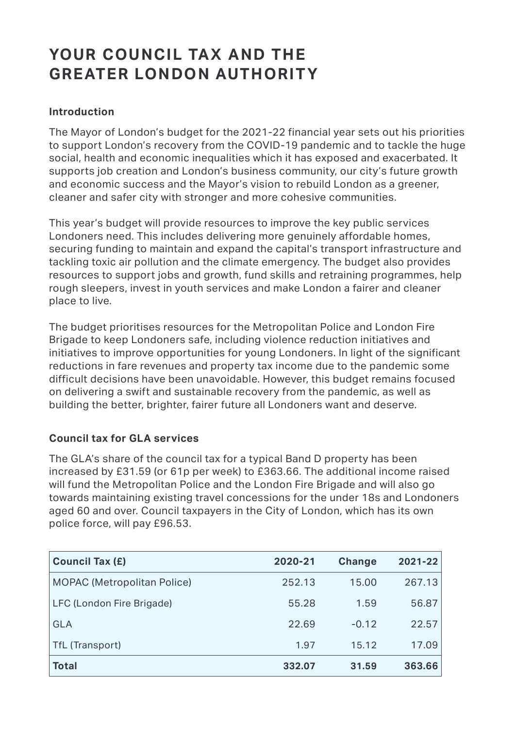# YOUR COUNCIL TAX AND THE GREATER LONDON AUTHORITY

### Introduction

The Mayor of London's budget for the 2021-22 financial year sets out his priorities to support London's recovery from the COVID-19 pandemic and to tackle the huge social, health and economic inequalities which it has exposed and exacerbated. It supports job creation and London's business community, our city's future growth and economic success and the Mayor's vision to rebuild London as a greener, cleaner and safer city with stronger and more cohesive communities.

This year's budget will provide resources to improve the key public services Londoners need. This includes delivering more genuinely affordable homes, securing funding to maintain and expand the capital's transport infrastructure and tackling toxic air pollution and the climate emergency. The budget also provides resources to support jobs and growth, fund skills and retraining programmes, help rough sleepers, invest in youth services and make London a fairer and cleaner place to live.

The budget prioritises resources for the Metropolitan Police and London Fire Brigade to keep Londoners safe, including violence reduction initiatives and initiatives to improve opportunities for young Londoners. In light of the significant reductions in fare revenues and property tax income due to the pandemic some difficult decisions have been unavoidable. However, this budget remains focused on delivering a swift and sustainable recovery from the pandemic, as well as building the better, brighter, fairer future all Londoners want and deserve.

### Council tax for GLA services

The GLA's share of the council tax for a typical Band D property has been increased by £31.59 (or 61p per week) to £363.66. The additional income raised will fund the Metropolitan Police and the London Fire Brigade and will also go towards maintaining existing travel concessions for the under 18s and Londoners aged 60 and over. Council taxpayers in the City of London, which has its own police force, will pay £96.53.

| Council Tax (£) | 2020-21 | Change | 2021-22 |
|---|---|---|---|
| MOPAC (Metropolitan Police) | 252.13 | 15.00 | 267.13 |
| LFC (London Fire Brigade) | 55.28 | 1.59 | 56.87 |
| GLA | 22.69 | -0.12 | 22.57 |
| TfL (Transport) | 1.97 | 15.12 | 17.09 |
| **Total** | **332.07** | **31.59** | **363.66** |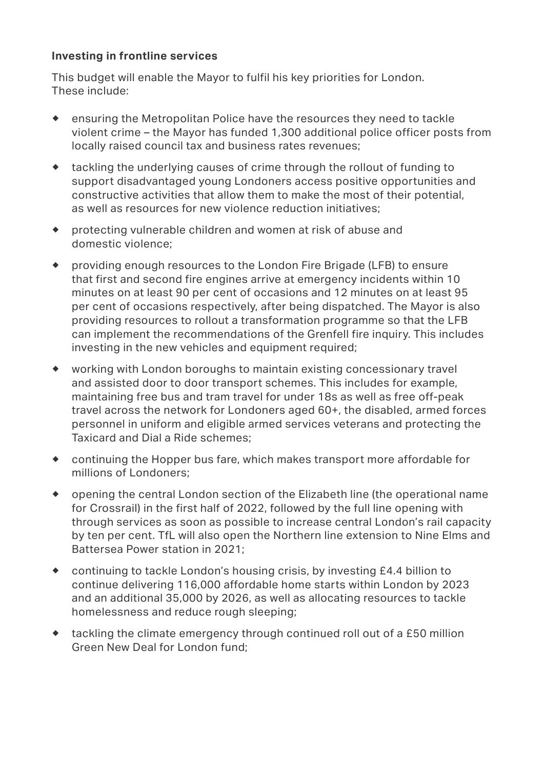**Investing in frontline services**

This budget will enable the Mayor to fulfil his key priorities for London. These include:

- ensuring the Metropolitan Police have the resources they need to tackle violent crime – the Mayor has funded 1,300 additional police officer posts from locally raised council tax and business rates revenues;
- tackling the underlying causes of crime through the rollout of funding to support disadvantaged young Londoners access positive opportunities and constructive activities that allow them to make the most of their potential, as well as resources for new violence reduction initiatives;
- protecting vulnerable children and women at risk of abuse and domestic violence;
- providing enough resources to the London Fire Brigade (LFB) to ensure that first and second fire engines arrive at emergency incidents within 10 minutes on at least 90 per cent of occasions and 12 minutes on at least 95 per cent of occasions respectively, after being dispatched. The Mayor is also providing resources to rollout a transformation programme so that the LFB can implement the recommendations of the Grenfell fire inquiry. This includes investing in the new vehicles and equipment required;
- working with London boroughs to maintain existing concessionary travel and assisted door to door transport schemes. This includes for example, maintaining free bus and tram travel for under 18s as well as free off-peak travel across the network for Londoners aged 60+, the disabled, armed forces personnel in uniform and eligible armed services veterans and protecting the Taxicard and Dial a Ride schemes;
- continuing the Hopper bus fare, which makes transport more affordable for millions of Londoners;
- opening the central London section of the Elizabeth line (the operational name for Crossrail) in the first half of 2022, followed by the full line opening with through services as soon as possible to increase central London's rail capacity by ten per cent. TfL will also open the Northern line extension to Nine Elms and Battersea Power station in 2021;
- continuing to tackle London's housing crisis, by investing £4.4 billion to continue delivering 116,000 affordable home starts within London by 2023 and an additional 35,000 by 2026, as well as allocating resources to tackle homelessness and reduce rough sleeping;
- tackling the climate emergency through continued roll out of a £50 million Green New Deal for London fund;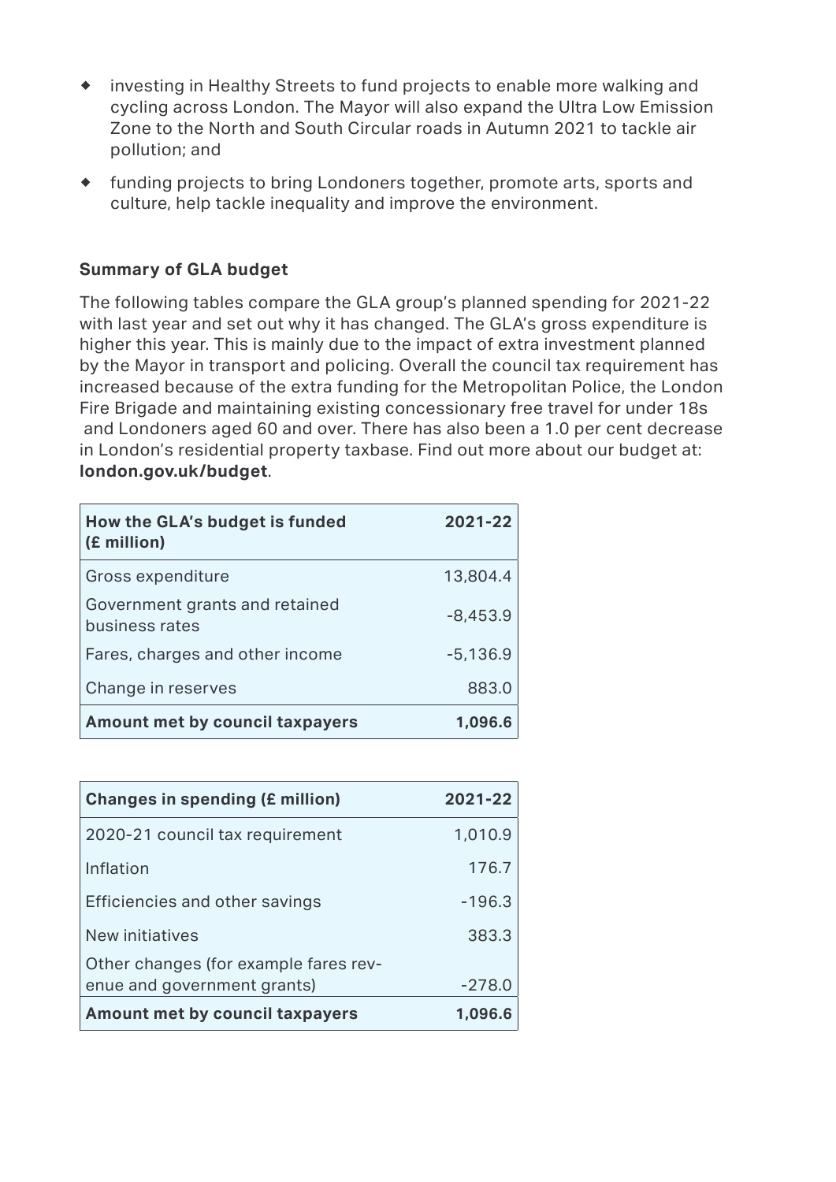- investing in Healthy Streets to fund projects to enable more walking and cycling across London. The Mayor will also expand the Ultra Low Emission Zone to the North and South Circular roads in Autumn 2021 to tackle air pollution; and
- funding projects to bring Londoners together, promote arts, sports and culture, help tackle inequality and improve the environment.

**Summary of GLA budget**

The following tables compare the GLA group's planned spending for 2021-22 with last year and set out why it has changed. The GLA's gross expenditure is higher this year. This is mainly due to the impact of extra investment planned by the Mayor in transport and policing. Overall the council tax requirement has increased because of the extra funding for the Metropolitan Police, the London Fire Brigade and maintaining existing concessionary free travel for under 18s and Londoners aged 60 and over. There has also been a 1.0 per cent decrease in London's residential property taxbase. Find out more about our budget at: **london.gov.uk/budget**.

| How the GLA's budget is funded (£ million) | 2021-22 |
|---|---|
| Gross expenditure | 13,804.4 |
| Government grants and retained business rates | -8,453.9 |
| Fares, charges and other income | -5,136.9 |
| Change in reserves | 883.0 |
| **Amount met by council taxpayers** | **1,096.6** |

| Changes in spending (£ million) | 2021-22 |
|---|---|
| 2020-21 council tax requirement | 1,010.9 |
| Inflation | 176.7 |
| Efficiencies and other savings | -196.3 |
| New initiatives | 383.3 |
| Other changes (for example fares revenue and government grants) | -278.0 |
| **Amount met by council taxpayers** | **1,096.6** |